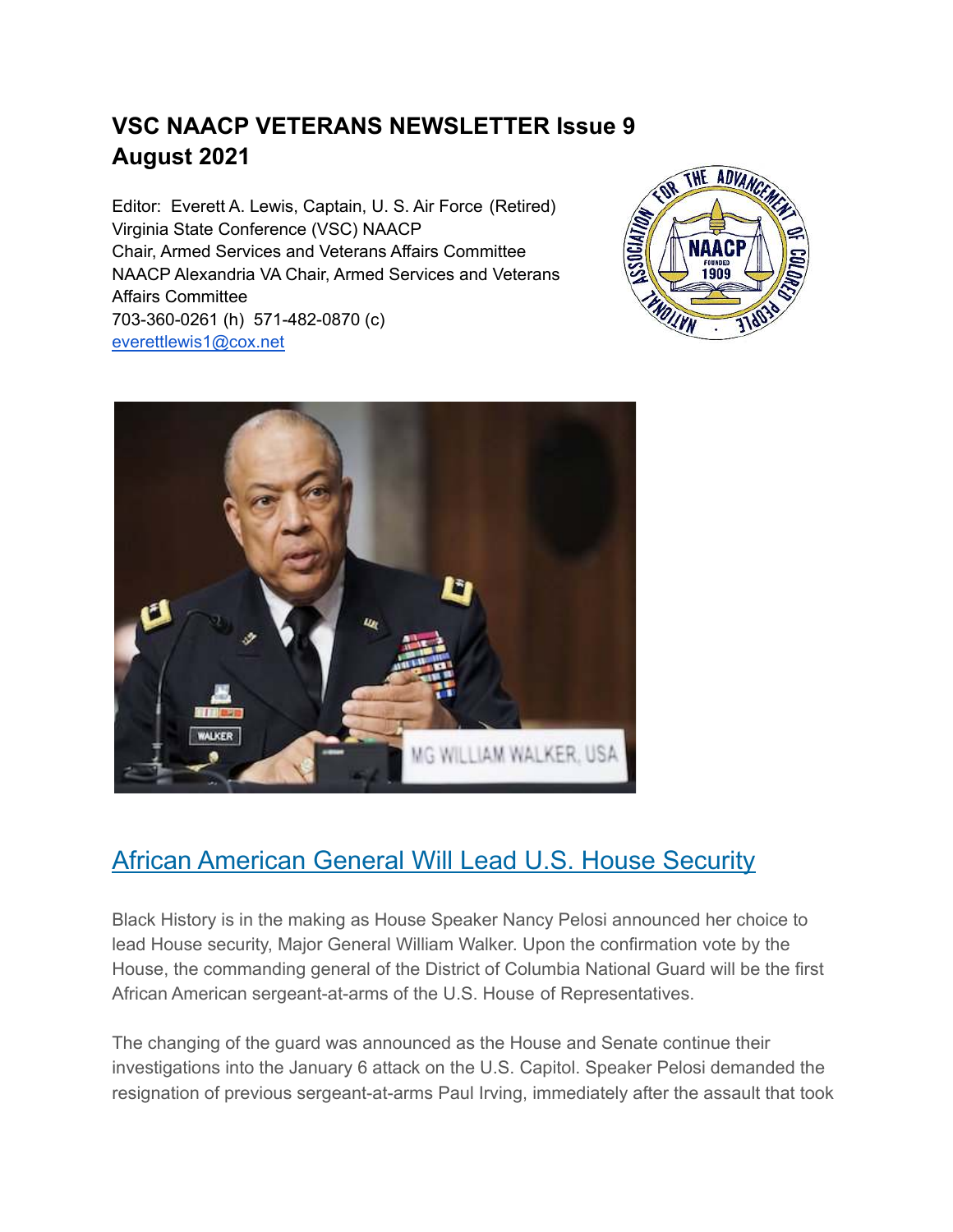# VSC NAACP VETERANS NEWSLETTER Issue 9
# August 2021

Editor: Everett A. Lewis, Captain, U. S. Air Force (Retired)
Virginia State Conference (VSC) NAACP
Chair, Armed Services and Veterans Affairs Committee
NAACP Alexandria VA Chair, Armed Services and Veterans Affairs Committee
703-360-0261 (h) 571-482-0870 (c)
everettlewis1@cox.net

## African American General Will Lead U.S. House Security

Black History is in the making as House Speaker Nancy Pelosi announced her choice to lead House security, Major General William Walker. Upon the confirmation vote by the House, the commanding general of the District of Columbia National Guard will be the first African American sergeant-at-arms of the U.S. House of Representatives.

The changing of the guard was announced as the House and Senate continue their investigations into the January 6 attack on the U.S. Capitol. Speaker Pelosi demanded the resignation of previous sergeant-at-arms Paul Irving, immediately after the assault that took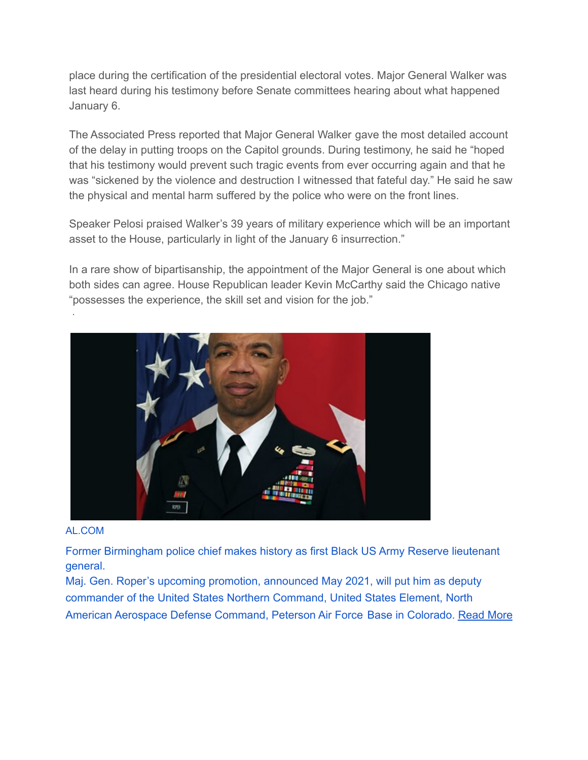place during the certification of the presidential electoral votes. Major General Walker was last heard during his testimony before Senate committees hearing about what happened January 6.

The Associated Press reported that Major General Walker gave the most detailed account of the delay in putting troops on the Capitol grounds. During testimony, he said he "hoped that his testimony would prevent such tragic events from ever occurring again and that he was "sickened by the violence and destruction I witnessed that fateful day." He said he saw the physical and mental harm suffered by the police who were on the front lines.

Speaker Pelosi praised Walker's 39 years of military experience which will be an important asset to the House, particularly in light of the January 6 insurrection."

In a rare show of bipartisanship, the appointment of the Major General is one about which both sides can agree. House Republican leader Kevin McCarthy said the Chicago native "possesses the experience, the skill set and vision for the job."

AL.COM

Former Birmingham police chief makes history as first Black US Army Reserve lieutenant general.

Maj. Gen. Roper's upcoming promotion, announced May 2021, will put him as deputy commander of the United States Northern Command, United States Element, North American Aerospace Defense Command, Peterson Air Force Base in Colorado. Read More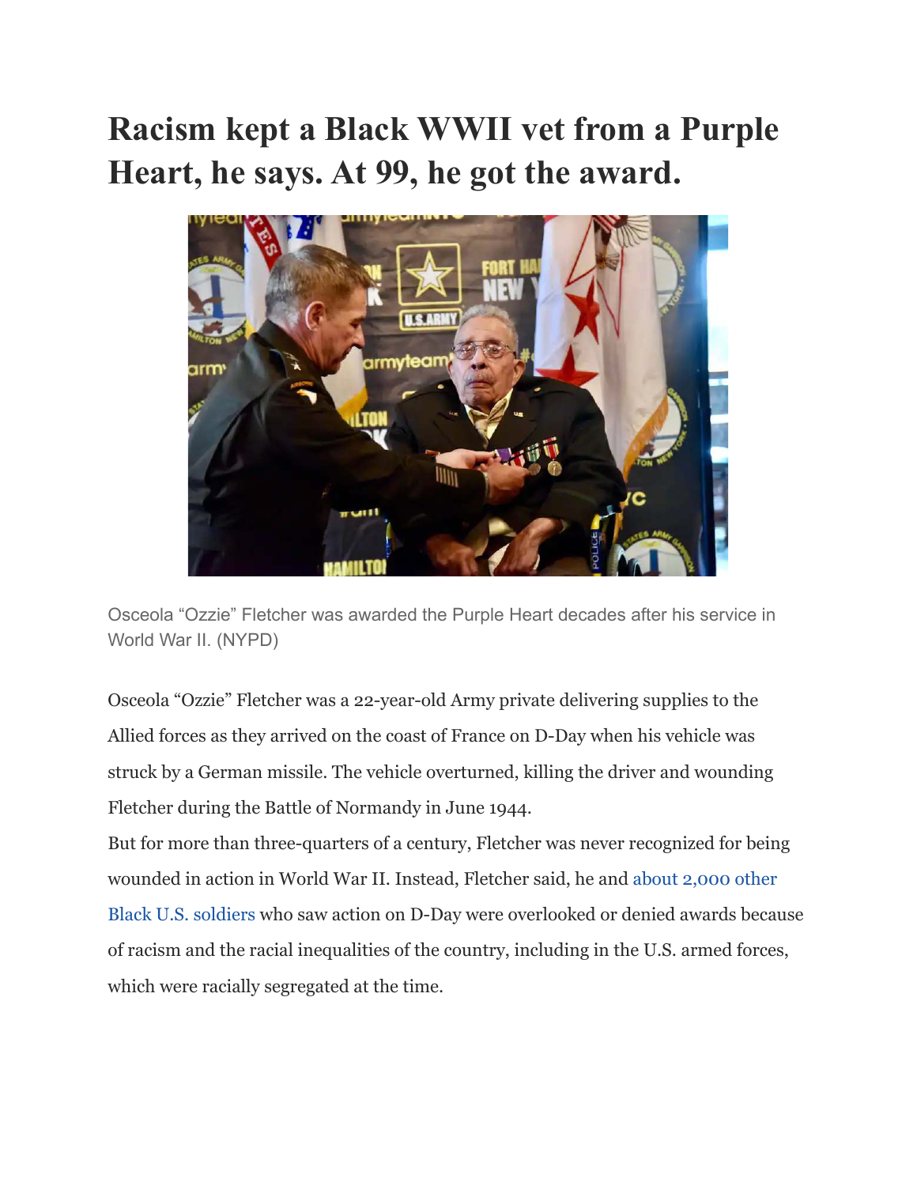# Racism kept a Black WWII vet from a Purple Heart, he says. At 99, he got the award.

Osceola "Ozzie" Fletcher was awarded the Purple Heart decades after his service in World War II. (NYPD)

Osceola "Ozzie" Fletcher was a 22-year-old Army private delivering supplies to the Allied forces as they arrived on the coast of France on D-Day when his vehicle was struck by a German missile. The vehicle overturned, killing the driver and wounding Fletcher during the Battle of Normandy in June 1944.

But for more than three-quarters of a century, Fletcher was never recognized for being wounded in action in World War II. Instead, Fletcher said, he and about 2,000 other Black U.S. soldiers who saw action on D-Day were overlooked or denied awards because of racism and the racial inequalities of the country, including in the U.S. armed forces, which were racially segregated at the time.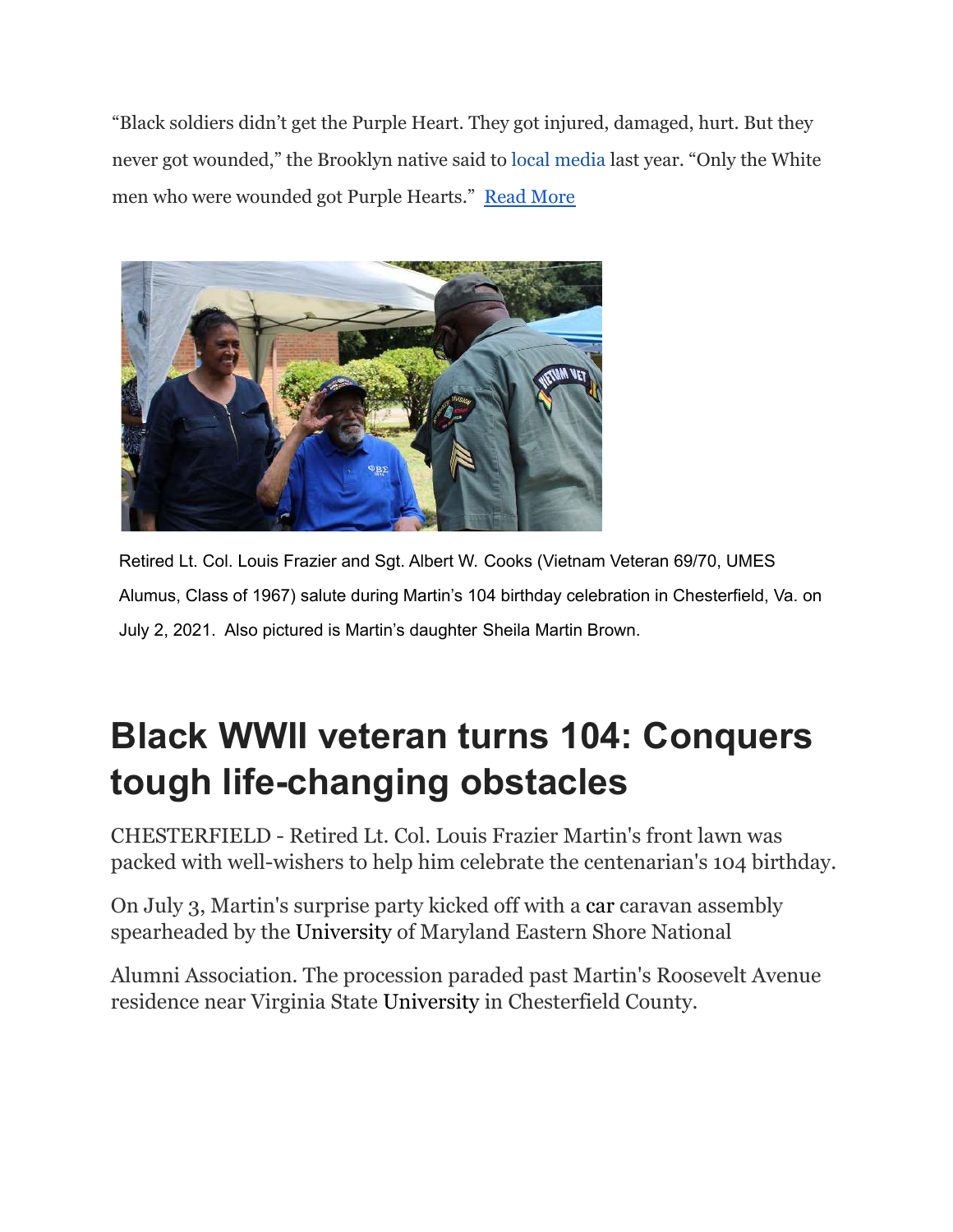"Black soldiers didn't get the Purple Heart. They got injured, damaged, hurt. But they never got wounded," the Brooklyn native said to local media last year. "Only the White men who were wounded got Purple Hearts." Read More

Retired Lt. Col. Louis Frazier and Sgt. Albert W. Cooks (Vietnam Veteran 69/70, UMES Alumus, Class of 1967) salute during Martin's 104 birthday celebration in Chesterfield, Va. on July 2, 2021. Also pictured is Martin's daughter Sheila Martin Brown.

# Black WWII veteran turns 104: Conquers tough life-changing obstacles

CHESTERFIELD - Retired Lt. Col. Louis Frazier Martin's front lawn was packed with well-wishers to help him celebrate the centenarian's 104 birthday.

On July 3, Martin's surprise party kicked off with a car caravan assembly spearheaded by the University of Maryland Eastern Shore National

Alumni Association. The procession paraded past Martin's Roosevelt Avenue residence near Virginia State University in Chesterfield County.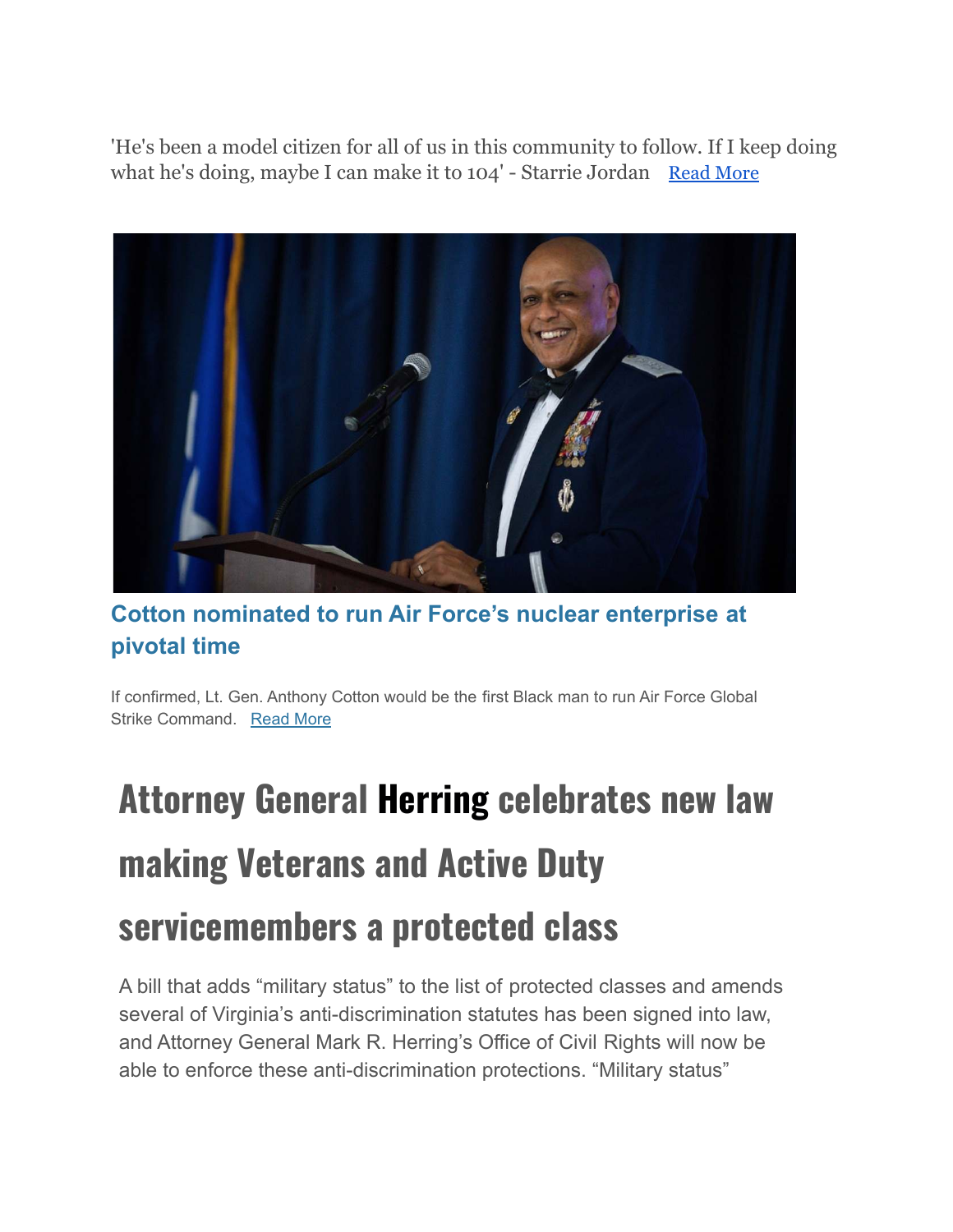'He's been a model citizen for all of us in this community to follow. If I keep doing what he's doing, maybe I can make it to 104' - Starrie Jordan [Read More]

## Cotton nominated to run Air Force's nuclear enterprise at pivotal time

If confirmed, Lt. Gen. Anthony Cotton would be the first Black man to run Air Force Global Strike Command. [Read More]

# Attorney General **Herring** celebrates new law making Veterans and Active Duty servicemembers a protected class

A bill that adds "military status" to the list of protected classes and amends several of Virginia's anti-discrimination statutes has been signed into law, and Attorney General Mark R. Herring's Office of Civil Rights will now be able to enforce these anti-discrimination protections. "Military status"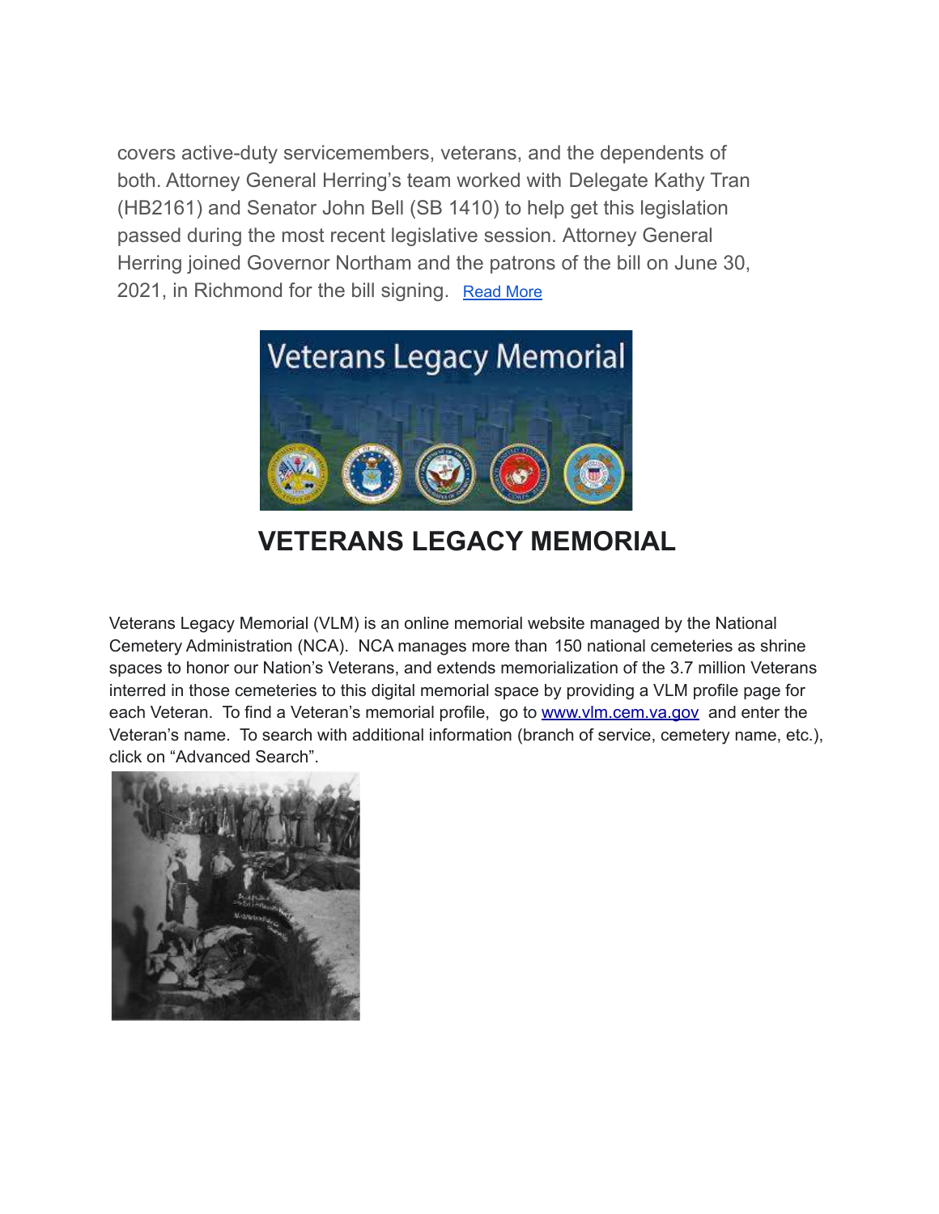covers active-duty servicemembers, veterans, and the dependents of both. Attorney General Herring's team worked with Delegate Kathy Tran (HB2161) and Senator John Bell (SB 1410) to help get this legislation passed during the most recent legislative session. Attorney General Herring joined Governor Northam and the patrons of the bill on June 30, 2021, in Richmond for the bill signing. Read More

## VETERANS LEGACY MEMORIAL

Veterans Legacy Memorial (VLM) is an online memorial website managed by the National Cemetery Administration (NCA). NCA manages more than 150 national cemeteries as shrine spaces to honor our Nation's Veterans, and extends memorialization of the 3.7 million Veterans interred in those cemeteries to this digital memorial space by providing a VLM profile page for each Veteran. To find a Veteran's memorial profile, go to www.vlm.cem.va.gov and enter the Veteran's name. To search with additional information (branch of service, cemetery name, etc.), click on "Advanced Search".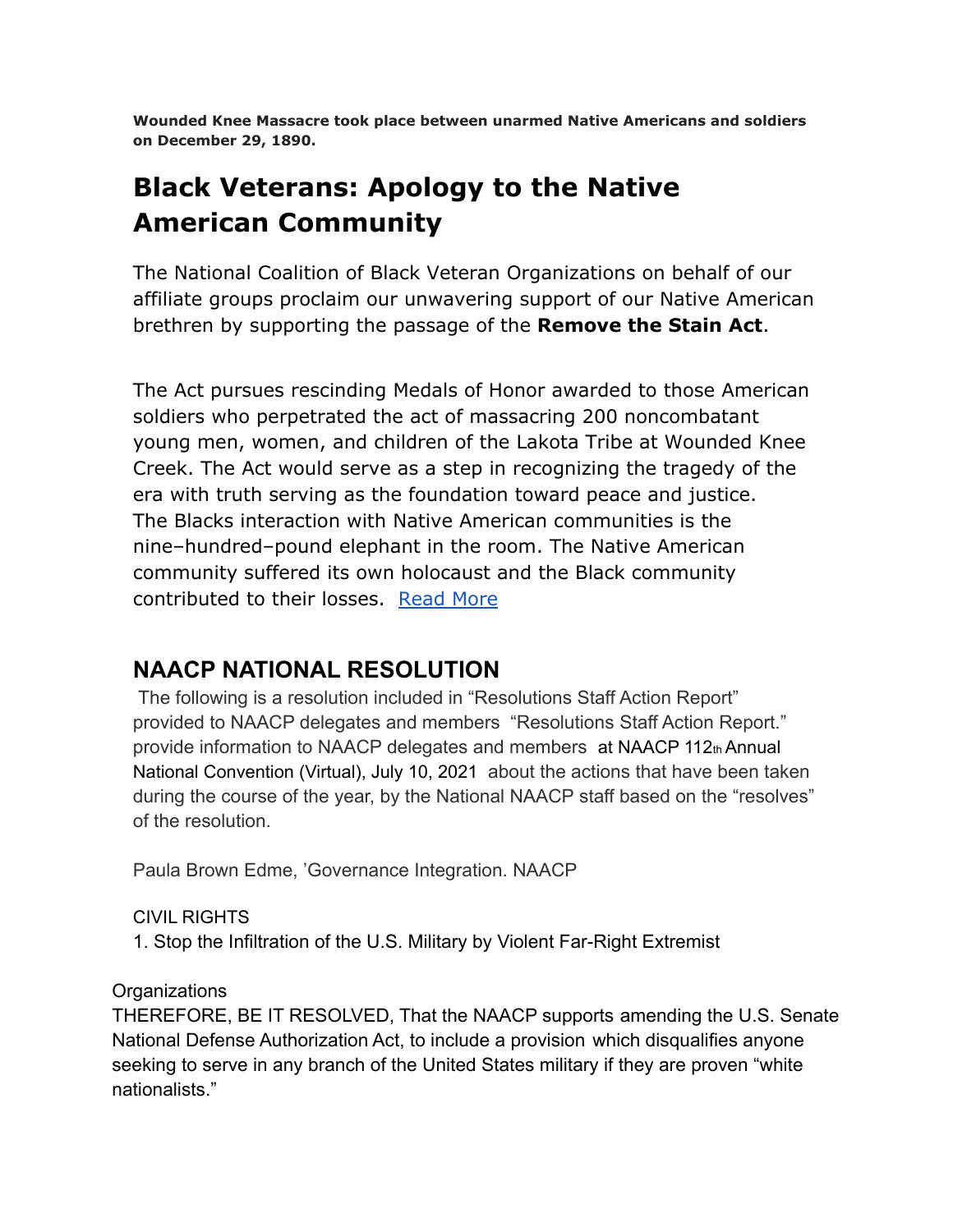**Wounded Knee Massacre took place between unarmed Native Americans and soldiers on December 29, 1890.**

# Black Veterans: Apology to the Native American Community

The National Coalition of Black Veteran Organizations on behalf of our affiliate groups proclaim our unwavering support of our Native American brethren by supporting the passage of the **Remove the Stain Act**.

The Act pursues rescinding Medals of Honor awarded to those American soldiers who perpetrated the act of massacring 200 noncombatant young men, women, and children of the Lakota Tribe at Wounded Knee Creek. The Act would serve as a step in recognizing the tragedy of the era with truth serving as the foundation toward peace and justice. The Blacks interaction with Native American communities is the nine–hundred–pound elephant in the room. The Native American community suffered its own holocaust and the Black community contributed to their losses. Read More

## NAACP NATIONAL RESOLUTION

The following is a resolution included in "Resolutions Staff Action Report" provided to NAACP delegates and members "Resolutions Staff Action Report." provide information to NAACP delegates and members at NAACP 112th Annual National Convention (Virtual), July 10, 2021 about the actions that have been taken during the course of the year, by the National NAACP staff based on the "resolves" of the resolution.

Paula Brown Edme, 'Governance Integration. NAACP

CIVIL RIGHTS

1. Stop the Infiltration of the U.S. Military by Violent Far-Right Extremist

Organizations

THEREFORE, BE IT RESOLVED, That the NAACP supports amending the U.S. Senate National Defense Authorization Act, to include a provision which disqualifies anyone seeking to serve in any branch of the United States military if they are proven "white nationalists."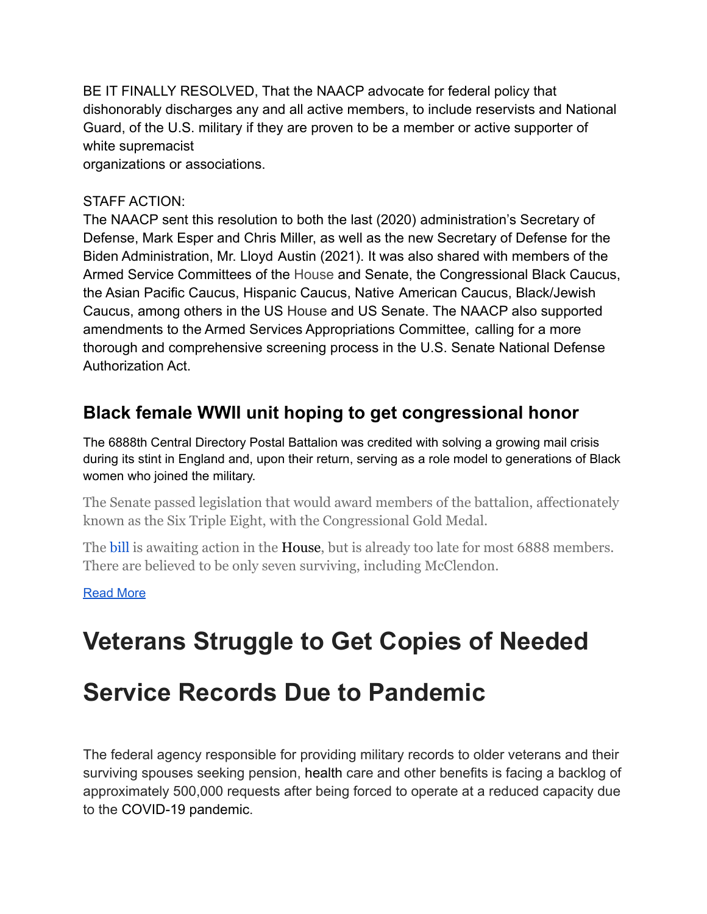BE IT FINALLY RESOLVED, That the NAACP advocate for federal policy that dishonorably discharges any and all active members, to include reservists and National Guard, of the U.S. military if they are proven to be a member or active supporter of white supremacist organizations or associations.

STAFF ACTION:
The NAACP sent this resolution to both the last (2020) administration's Secretary of Defense, Mark Esper and Chris Miller, as well as the new Secretary of Defense for the Biden Administration, Mr. Lloyd Austin (2021). It was also shared with members of the Armed Service Committees of the House and Senate, the Congressional Black Caucus, the Asian Pacific Caucus, Hispanic Caucus, Native American Caucus, Black/Jewish Caucus, among others in the US House and US Senate. The NAACP also supported amendments to the Armed Services Appropriations Committee, calling for a more thorough and comprehensive screening process in the U.S. Senate National Defense Authorization Act.

## Black female WWII unit hoping to get congressional honor

The 6888th Central Directory Postal Battalion was credited with solving a growing mail crisis during its stint in England and, upon their return, serving as a role model to generations of Black women who joined the military.

The Senate passed legislation that would award members of the battalion, affectionately known as the Six Triple Eight, with the Congressional Gold Medal.

The bill is awaiting action in the House, but is already too late for most 6888 members. There are believed to be only seven surviving, including McClendon.

Read More

# Veterans Struggle to Get Copies of Needed Service Records Due to Pandemic

The federal agency responsible for providing military records to older veterans and their surviving spouses seeking pension, health care and other benefits is facing a backlog of approximately 500,000 requests after being forced to operate at a reduced capacity due to the COVID-19 pandemic.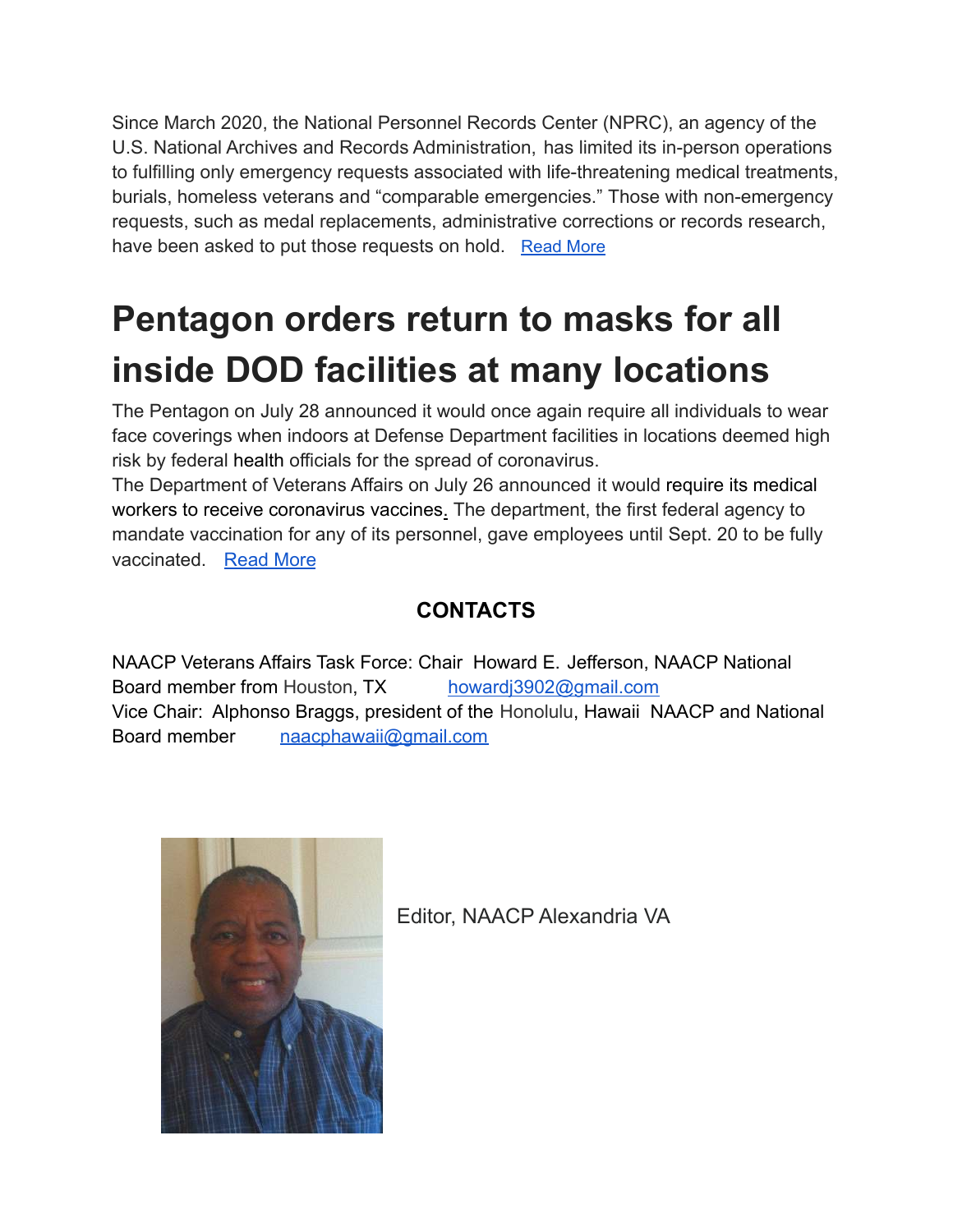Since March 2020, the National Personnel Records Center (NPRC), an agency of the U.S. National Archives and Records Administration, has limited its in-person operations to fulfilling only emergency requests associated with life-threatening medical treatments, burials, homeless veterans and "comparable emergencies." Those with non-emergency requests, such as medal replacements, administrative corrections or records research, have been asked to put those requests on hold. [Read More]

# Pentagon orders return to masks for all inside DOD facilities at many locations

The Pentagon on July 28 announced it would once again require all individuals to wear face coverings when indoors at Defense Department facilities in locations deemed high risk by federal health officials for the spread of coronavirus.

The Department of Veterans Affairs on July 26 announced it would require its medical workers to receive coronavirus vaccines. The department, the first federal agency to mandate vaccination for any of its personnel, gave employees until Sept. 20 to be fully vaccinated. [Read More]

### CONTACTS

NAACP Veterans Affairs Task Force: Chair Howard E. Jefferson, NAACP National Board member from Houston, TX howardj3902@gmail.com
Vice Chair: Alphonso Braggs, president of the Honolulu, Hawaii NAACP and National Board member naacphawaii@gmail.com

Editor, NAACP Alexandria VA